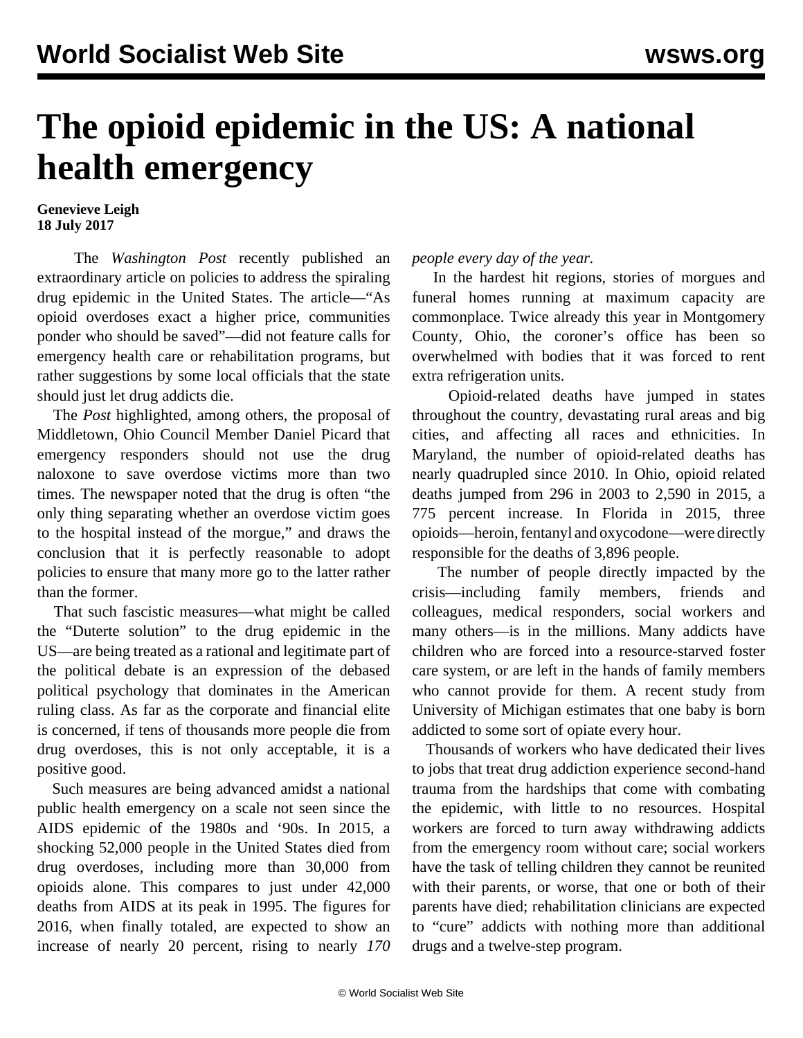# The opioid epidemic in the US: A national health emergency

**Genevieve Leigh**
**18 July 2017**

The *Washington Post* recently published an extraordinary article on policies to address the spiraling drug epidemic in the United States. The article—"As opioid overdoses exact a higher price, communities ponder who should be saved"—did not feature calls for emergency health care or rehabilitation programs, but rather suggestions by some local officials that the state should just let drug addicts die.

The *Post* highlighted, among others, the proposal of Middletown, Ohio Council Member Daniel Picard that emergency responders should not use the drug naloxone to save overdose victims more than two times. The newspaper noted that the drug is often "the only thing separating whether an overdose victim goes to the hospital instead of the morgue," and draws the conclusion that it is perfectly reasonable to adopt policies to ensure that many more go to the latter rather than the former.

That such fascistic measures—what might be called the "Duterte solution" to the drug epidemic in the US—are being treated as a rational and legitimate part of the political debate is an expression of the debased political psychology that dominates in the American ruling class. As far as the corporate and financial elite is concerned, if tens of thousands more people die from drug overdoses, this is not only acceptable, it is a positive good.

Such measures are being advanced amidst a national public health emergency on a scale not seen since the AIDS epidemic of the 1980s and '90s. In 2015, a shocking 52,000 people in the United States died from drug overdoses, including more than 30,000 from opioids alone. This compares to just under 42,000 deaths from AIDS at its peak in 1995. The figures for 2016, when finally totaled, are expected to show an increase of nearly 20 percent, rising to nearly *170 people every day of the year.*

In the hardest hit regions, stories of morgues and funeral homes running at maximum capacity are commonplace. Twice already this year in Montgomery County, Ohio, the coroner's office has been so overwhelmed with bodies that it was forced to rent extra refrigeration units.

Opioid-related deaths have jumped in states throughout the country, devastating rural areas and big cities, and affecting all races and ethnicities. In Maryland, the number of opioid-related deaths has nearly quadrupled since 2010. In Ohio, opioid related deaths jumped from 296 in 2003 to 2,590 in 2015, a 775 percent increase. In Florida in 2015, three opioids—heroin, fentanyl and oxycodone—were directly responsible for the deaths of 3,896 people.

The number of people directly impacted by the crisis—including family members, friends and colleagues, medical responders, social workers and many others—is in the millions. Many addicts have children who are forced into a resource-starved foster care system, or are left in the hands of family members who cannot provide for them. A recent study from University of Michigan estimates that one baby is born addicted to some sort of opiate every hour.

Thousands of workers who have dedicated their lives to jobs that treat drug addiction experience second-hand trauma from the hardships that come with combating the epidemic, with little to no resources. Hospital workers are forced to turn away withdrawing addicts from the emergency room without care; social workers have the task of telling children they cannot be reunited with their parents, or worse, that one or both of their parents have died; rehabilitation clinicians are expected to "cure" addicts with nothing more than additional drugs and a twelve-step program.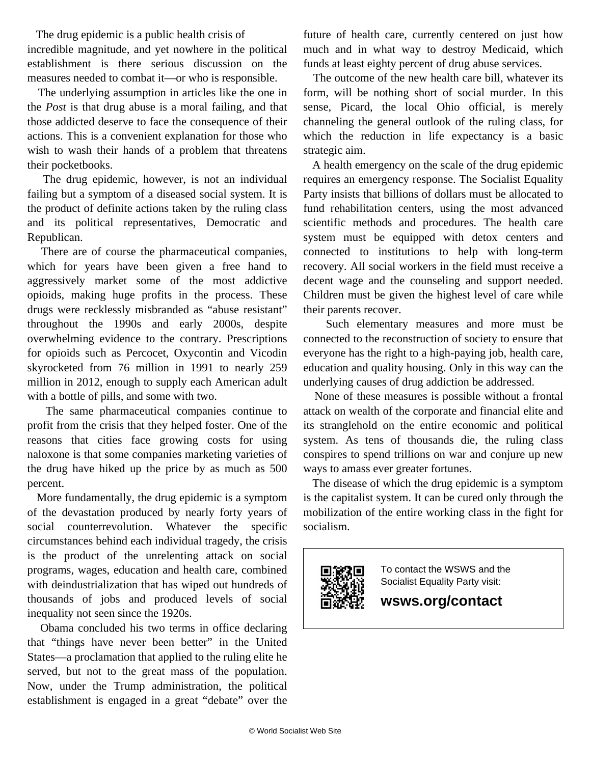The drug epidemic is a public health crisis of incredible magnitude, and yet nowhere in the political establishment is there serious discussion on the measures needed to combat it—or who is responsible.

The underlying assumption in articles like the one in the *Post* is that drug abuse is a moral failing, and that those addicted deserve to face the consequence of their actions. This is a convenient explanation for those who wish to wash their hands of a problem that threatens their pocketbooks.

The drug epidemic, however, is not an individual failing but a symptom of a diseased social system. It is the product of definite actions taken by the ruling class and its political representatives, Democratic and Republican.

There are of course the pharmaceutical companies, which for years have been given a free hand to aggressively market some of the most addictive opioids, making huge profits in the process. These drugs were recklessly misbranded as "abuse resistant" throughout the 1990s and early 2000s, despite overwhelming evidence to the contrary. Prescriptions for opioids such as Percocet, Oxycontin and Vicodin skyrocketed from 76 million in 1991 to nearly 259 million in 2012, enough to supply each American adult with a bottle of pills, and some with two.

The same pharmaceutical companies continue to profit from the crisis that they helped foster. One of the reasons that cities face growing costs for using naloxone is that some companies marketing varieties of the drug have hiked up the price by as much as 500 percent.

More fundamentally, the drug epidemic is a symptom of the devastation produced by nearly forty years of social counterrevolution. Whatever the specific circumstances behind each individual tragedy, the crisis is the product of the unrelenting attack on social programs, wages, education and health care, combined with deindustrialization that has wiped out hundreds of thousands of jobs and produced levels of social inequality not seen since the 1920s.

Obama concluded his two terms in office declaring that "things have never been better" in the United States—a proclamation that applied to the ruling elite he served, but not to the great mass of the population. Now, under the Trump administration, the political establishment is engaged in a great "debate" over the future of health care, currently centered on just how much and in what way to destroy Medicaid, which funds at least eighty percent of drug abuse services.

The outcome of the new health care bill, whatever its form, will be nothing short of social murder. In this sense, Picard, the local Ohio official, is merely channeling the general outlook of the ruling class, for which the reduction in life expectancy is a basic strategic aim.

A health emergency on the scale of the drug epidemic requires an emergency response. The Socialist Equality Party insists that billions of dollars must be allocated to fund rehabilitation centers, using the most advanced scientific methods and procedures. The health care system must be equipped with detox centers and connected to institutions to help with long-term recovery. All social workers in the field must receive a decent wage and the counseling and support needed. Children must be given the highest level of care while their parents recover.

Such elementary measures and more must be connected to the reconstruction of society to ensure that everyone has the right to a high-paying job, health care, education and quality housing. Only in this way can the underlying causes of drug addiction be addressed.

None of these measures is possible without a frontal attack on wealth of the corporate and financial elite and its stranglehold on the entire economic and political system. As tens of thousands die, the ruling class conspires to spend trillions on war and conjure up new ways to amass ever greater fortunes.

The disease of which the drug epidemic is a symptom is the capitalist system. It can be cured only through the mobilization of the entire working class in the fight for socialism.

To contact the WSWS and the Socialist Equality Party visit:

**wsws.org/contact**